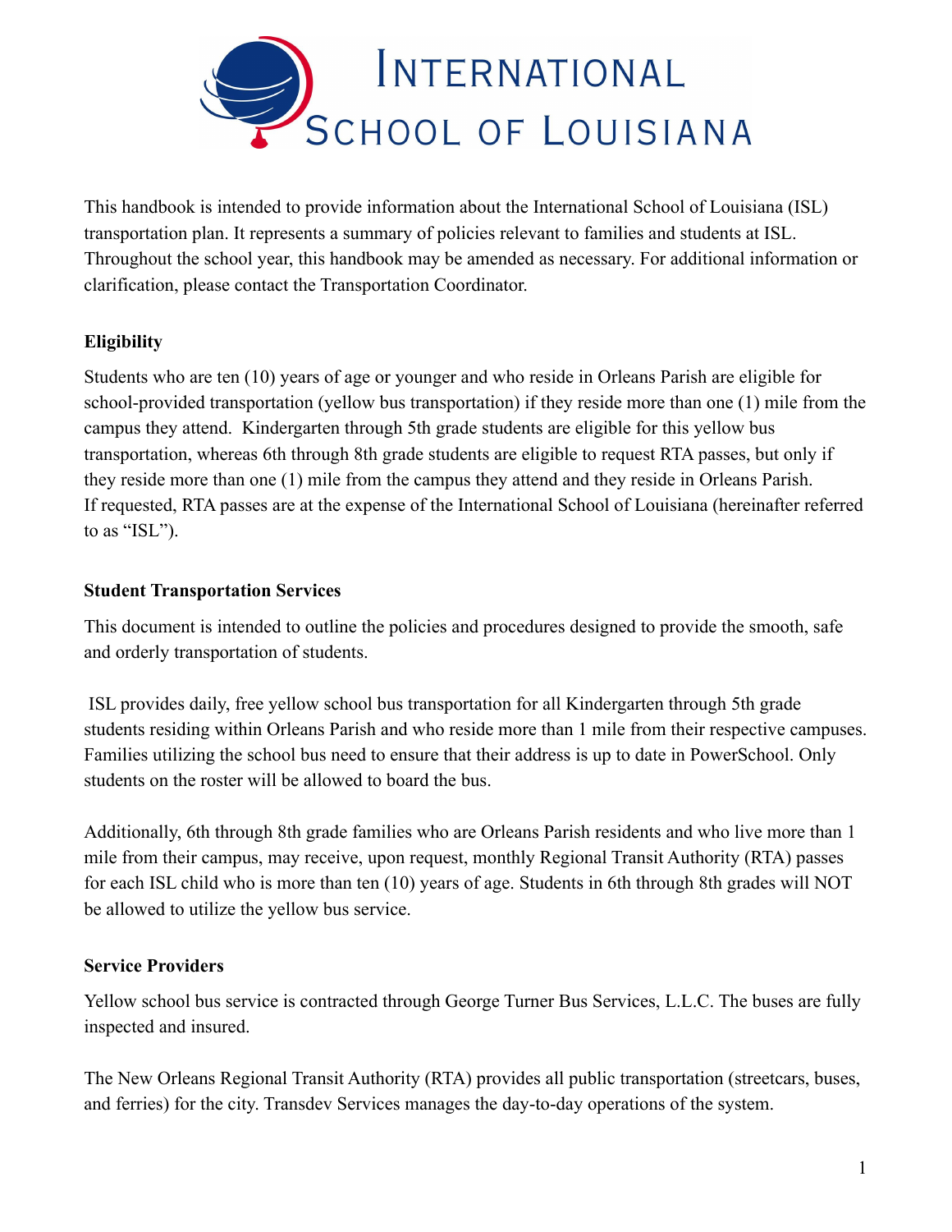# International School of Louisiana

This handbook is intended to provide information about the International School of Louisiana (ISL) transportation plan. It represents a summary of policies relevant to families and students at ISL. Throughout the school year, this handbook may be amended as necessary. For additional information or clarification, please contact the Transportation Coordinator.

**Eligibility**

Students who are ten (10) years of age or younger and who reside in Orleans Parish are eligible for school-provided transportation (yellow bus transportation) if they reside more than one (1) mile from the campus they attend. Kindergarten through 5th grade students are eligible for this yellow bus transportation, whereas 6th through 8th grade students are eligible to request RTA passes, but only if they reside more than one (1) mile from the campus they attend and they reside in Orleans Parish. If requested, RTA passes are at the expense of the International School of Louisiana (hereinafter referred to as "ISL").

**Student Transportation Services**

This document is intended to outline the policies and procedures designed to provide the smooth, safe and orderly transportation of students.

ISL provides daily, free yellow school bus transportation for all Kindergarten through 5th grade students residing within Orleans Parish and who reside more than 1 mile from their respective campuses. Families utilizing the school bus need to ensure that their address is up to date in PowerSchool. Only students on the roster will be allowed to board the bus.

Additionally, 6th through 8th grade families who are Orleans Parish residents and who live more than 1 mile from their campus, may receive, upon request, monthly Regional Transit Authority (RTA) passes for each ISL child who is more than ten (10) years of age. Students in 6th through 8th grades will NOT be allowed to utilize the yellow bus service.

**Service Providers**

Yellow school bus service is contracted through George Turner Bus Services, L.L.C. The buses are fully inspected and insured.

The New Orleans Regional Transit Authority (RTA) provides all public transportation (streetcars, buses, and ferries) for the city. Transdev Services manages the day-to-day operations of the system.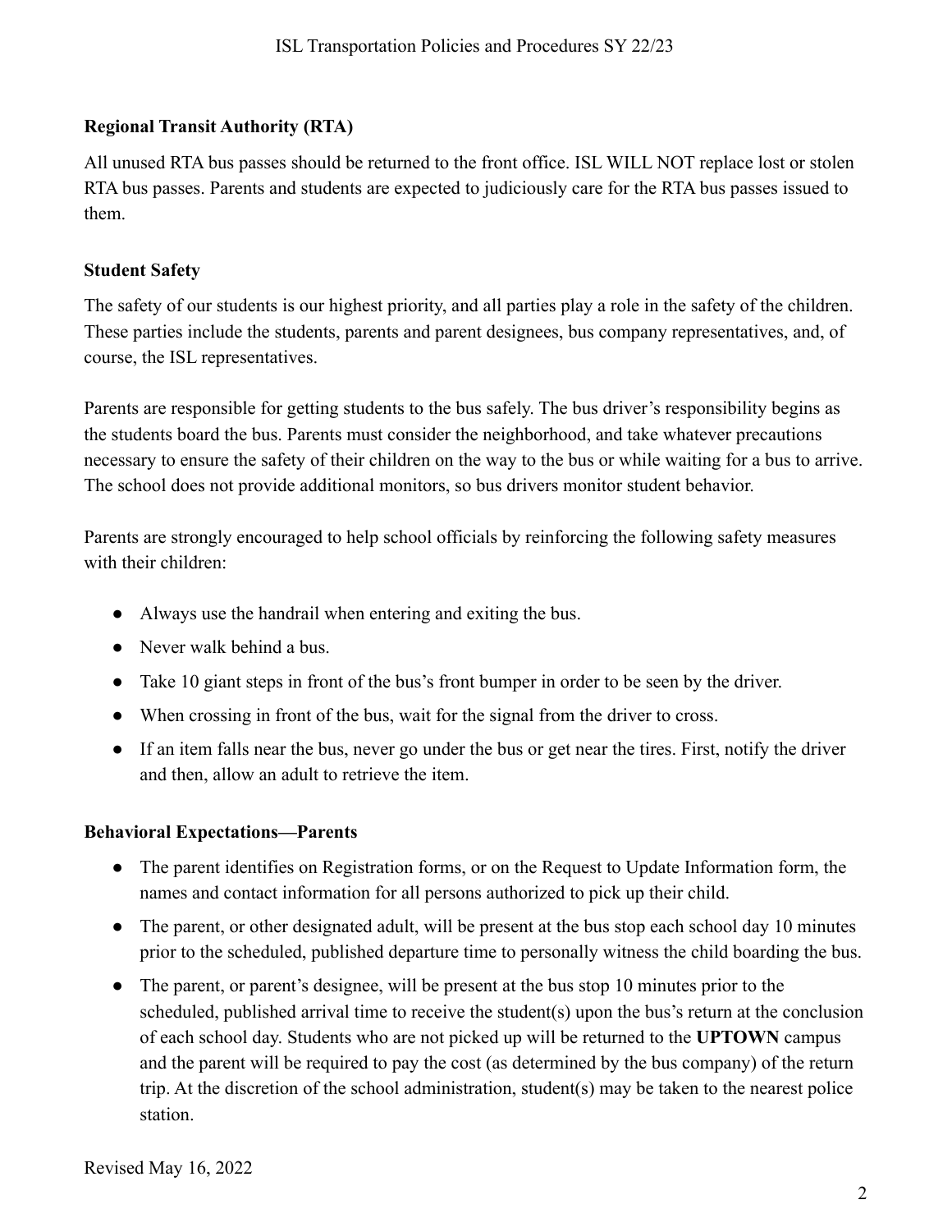**Regional Transit Authority (RTA)**

All unused RTA bus passes should be returned to the front office. ISL WILL NOT replace lost or stolen RTA bus passes. Parents and students are expected to judiciously care for the RTA bus passes issued to them.

**Student Safety**

The safety of our students is our highest priority, and all parties play a role in the safety of the children. These parties include the students, parents and parent designees, bus company representatives, and, of course, the ISL representatives.

Parents are responsible for getting students to the bus safely. The bus driver's responsibility begins as the students board the bus. Parents must consider the neighborhood, and take whatever precautions necessary to ensure the safety of their children on the way to the bus or while waiting for a bus to arrive. The school does not provide additional monitors, so bus drivers monitor student behavior.

Parents are strongly encouraged to help school officials by reinforcing the following safety measures with their children:

- Always use the handrail when entering and exiting the bus.
- Never walk behind a bus.
- Take 10 giant steps in front of the bus's front bumper in order to be seen by the driver.
- When crossing in front of the bus, wait for the signal from the driver to cross.
- If an item falls near the bus, never go under the bus or get near the tires. First, notify the driver and then, allow an adult to retrieve the item.

**Behavioral Expectations—Parents**

- The parent identifies on Registration forms, or on the Request to Update Information form, the names and contact information for all persons authorized to pick up their child.
- The parent, or other designated adult, will be present at the bus stop each school day 10 minutes prior to the scheduled, published departure time to personally witness the child boarding the bus.
- The parent, or parent's designee, will be present at the bus stop 10 minutes prior to the scheduled, published arrival time to receive the student(s) upon the bus's return at the conclusion of each school day. Students who are not picked up will be returned to the **UPTOWN** campus and the parent will be required to pay the cost (as determined by the bus company) of the return trip. At the discretion of the school administration, student(s) may be taken to the nearest police station.

Revised May 16, 2022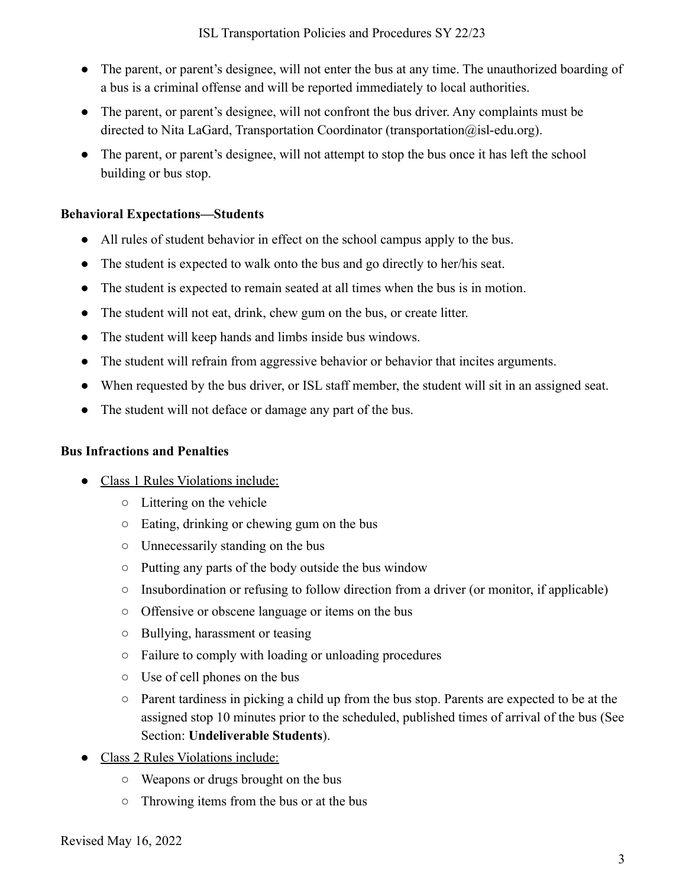- The parent, or parent's designee, will not enter the bus at any time. The unauthorized boarding of a bus is a criminal offense and will be reported immediately to local authorities.
- The parent, or parent's designee, will not confront the bus driver. Any complaints must be directed to Nita LaGard, Transportation Coordinator (transportation@isl-edu.org).
- The parent, or parent's designee, will not attempt to stop the bus once it has left the school building or bus stop.

**Behavioral Expectations—Students**

- All rules of student behavior in effect on the school campus apply to the bus.
- The student is expected to walk onto the bus and go directly to her/his seat.
- The student is expected to remain seated at all times when the bus is in motion.
- The student will not eat, drink, chew gum on the bus, or create litter.
- The student will keep hands and limbs inside bus windows.
- The student will refrain from aggressive behavior or behavior that incites arguments.
- When requested by the bus driver, or ISL staff member, the student will sit in an assigned seat.
- The student will not deface or damage any part of the bus.

**Bus Infractions and Penalties**

- Class 1 Rules Violations include:
  - Littering on the vehicle
  - Eating, drinking or chewing gum on the bus
  - Unnecessarily standing on the bus
  - Putting any parts of the body outside the bus window
  - Insubordination or refusing to follow direction from a driver (or monitor, if applicable)
  - Offensive or obscene language or items on the bus
  - Bullying, harassment or teasing
  - Failure to comply with loading or unloading procedures
  - Use of cell phones on the bus
  - Parent tardiness in picking a child up from the bus stop. Parents are expected to be at the assigned stop 10 minutes prior to the scheduled, published times of arrival of the bus (See Section: **Undeliverable Students**).
- Class 2 Rules Violations include:
  - Weapons or drugs brought on the bus
  - Throwing items from the bus or at the bus

Revised May 16, 2022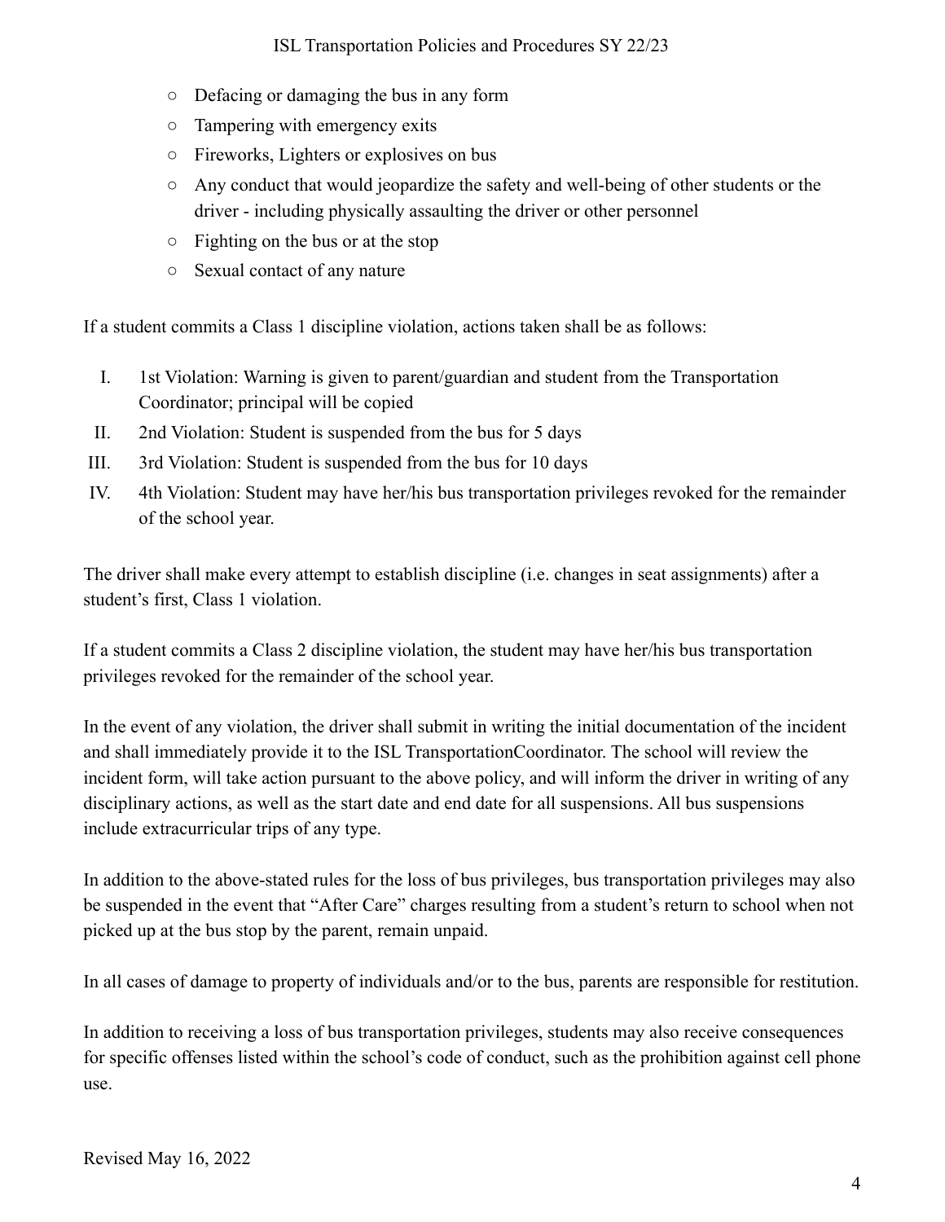- Defacing or damaging the bus in any form
- Tampering with emergency exits
- Fireworks, Lighters or explosives on bus
- Any conduct that would jeopardize the safety and well-being of other students or the driver - including physically assaulting the driver or other personnel
- Fighting on the bus or at the stop
- Sexual contact of any nature

If a student commits a Class 1 discipline violation, actions taken shall be as follows:

I. 1st Violation: Warning is given to parent/guardian and student from the Transportation Coordinator; principal will be copied
II. 2nd Violation: Student is suspended from the bus for 5 days
III. 3rd Violation: Student is suspended from the bus for 10 days
IV. 4th Violation: Student may have her/his bus transportation privileges revoked for the remainder of the school year.

The driver shall make every attempt to establish discipline (i.e. changes in seat assignments) after a student's first, Class 1 violation.

If a student commits a Class 2 discipline violation, the student may have her/his bus transportation privileges revoked for the remainder of the school year.

In the event of any violation, the driver shall submit in writing the initial documentation of the incident and shall immediately provide it to the ISL TransportationCoordinator. The school will review the incident form, will take action pursuant to the above policy, and will inform the driver in writing of any disciplinary actions, as well as the start date and end date for all suspensions. All bus suspensions include extracurricular trips of any type.

In addition to the above-stated rules for the loss of bus privileges, bus transportation privileges may also be suspended in the event that "After Care" charges resulting from a student's return to school when not picked up at the bus stop by the parent, remain unpaid.

In all cases of damage to property of individuals and/or to the bus, parents are responsible for restitution.

In addition to receiving a loss of bus transportation privileges, students may also receive consequences for specific offenses listed within the school's code of conduct, such as the prohibition against cell phone use.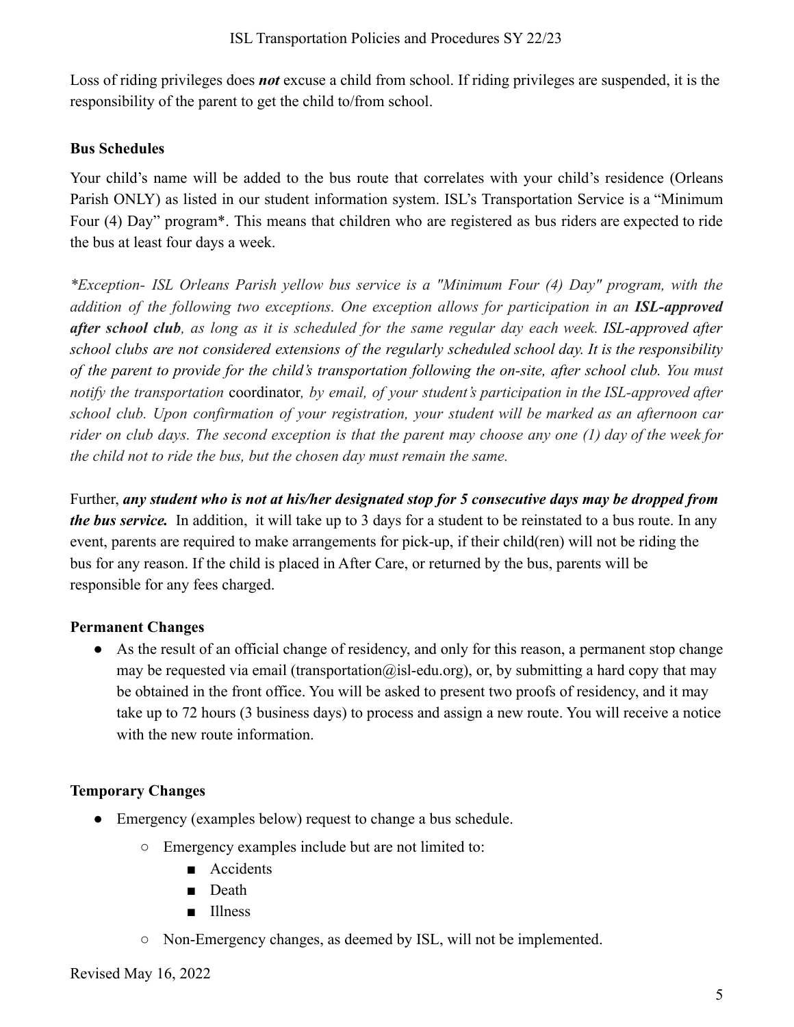Loss of riding privileges does ***not*** excuse a child from school. If riding privileges are suspended, it is the responsibility of the parent to get the child to/from school.

**Bus Schedules**

Your child's name will be added to the bus route that correlates with your child's residence (Orleans Parish ONLY) as listed in our student information system. ISL's Transportation Service is a "Minimum Four (4) Day" program*. This means that children who are registered as bus riders are expected to ride the bus at least four days a week.

*\*Exception- ISL Orleans Parish yellow bus service is a "Minimum Four (4) Day" program, with the addition of the following two exceptions. One exception allows for participation in an **ISL-approved after school club**, as long as it is scheduled for the same regular day each week. ISL-approved after school clubs are not considered extensions of the regularly scheduled school day. It is the responsibility of the parent to provide for the child's transportation following the on-site, after school club. You must notify the transportation* coordinator*, by email, of your student's participation in the ISL-approved after school club. Upon confirmation of your registration, your student will be marked as an afternoon car rider on club days. The second exception is that the parent may choose any one (1) day of the week for the child not to ride the bus, but the chosen day must remain the same.*

Further, ***any student who is not at his/her designated stop for 5 consecutive days may be dropped from the bus service.*** In addition, it will take up to 3 days for a student to be reinstated to a bus route. In any event, parents are required to make arrangements for pick-up, if their child(ren) will not be riding the bus for any reason. If the child is placed in After Care, or returned by the bus, parents will be responsible for any fees charged.

**Permanent Changes**

- As the result of an official change of residency, and only for this reason, a permanent stop change may be requested via email (transportation@isl-edu.org), or, by submitting a hard copy that may be obtained in the front office. You will be asked to present two proofs of residency, and it may take up to 72 hours (3 business days) to process and assign a new route. You will receive a notice with the new route information.

**Temporary Changes**

- Emergency (examples below) request to change a bus schedule.
  - Emergency examples include but are not limited to:
    - Accidents
    - Death
    - Illness
  - Non-Emergency changes, as deemed by ISL, will not be implemented.

Revised May 16, 2022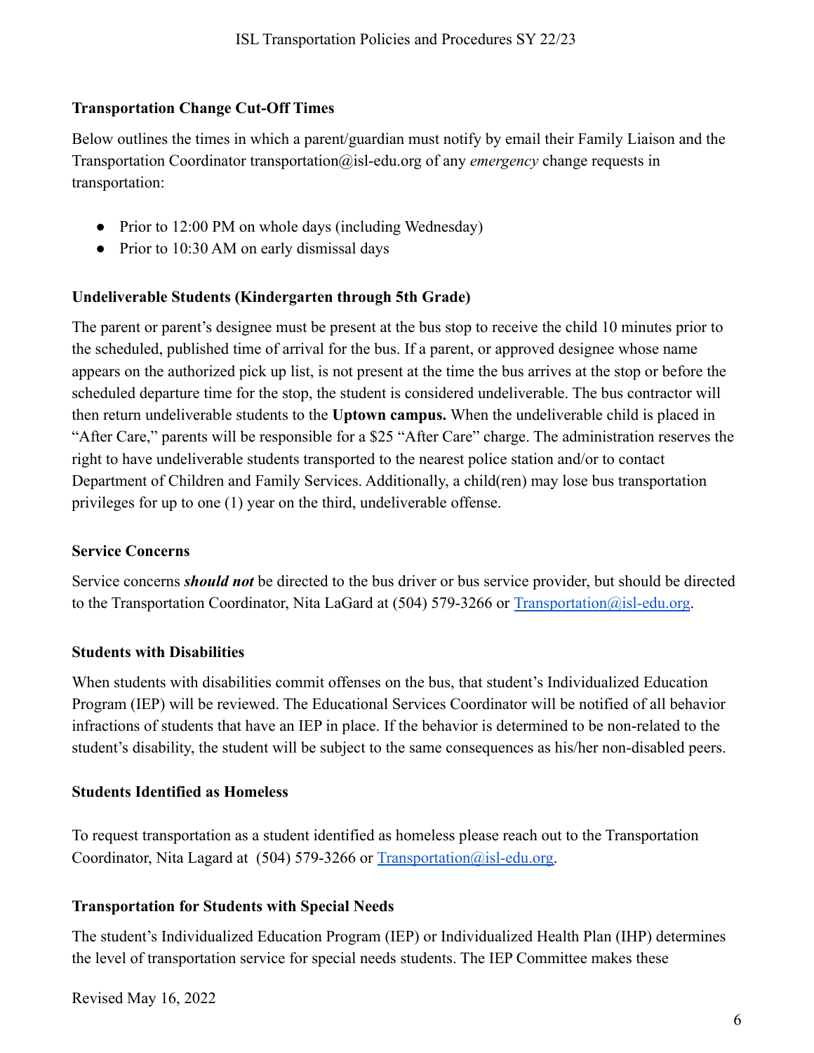### Transportation Change Cut-Off Times

Below outlines the times in which a parent/guardian must notify by email their Family Liaison and the Transportation Coordinator transportation@isl-edu.org of any *emergency* change requests in transportation:

- Prior to 12:00 PM on whole days (including Wednesday)
- Prior to 10:30 AM on early dismissal days

### Undeliverable Students (Kindergarten through 5th Grade)

The parent or parent's designee must be present at the bus stop to receive the child 10 minutes prior to the scheduled, published time of arrival for the bus. If a parent, or approved designee whose name appears on the authorized pick up list, is not present at the time the bus arrives at the stop or before the scheduled departure time for the stop, the student is considered undeliverable. The bus contractor will then return undeliverable students to the **Uptown campus.** When the undeliverable child is placed in "After Care," parents will be responsible for a $25 "After Care" charge. The administration reserves the right to have undeliverable students transported to the nearest police station and/or to contact Department of Children and Family Services. Additionally, a child(ren) may lose bus transportation privileges for up to one (1) year on the third, undeliverable offense.

### Service Concerns

Service concerns ***should not*** be directed to the bus driver or bus service provider, but should be directed to the Transportation Coordinator, Nita LaGard at (504) 579-3266 or Transportation@isl-edu.org.

### Students with Disabilities

When students with disabilities commit offenses on the bus, that student's Individualized Education Program (IEP) will be reviewed. The Educational Services Coordinator will be notified of all behavior infractions of students that have an IEP in place. If the behavior is determined to be non-related to the student's disability, the student will be subject to the same consequences as his/her non-disabled peers.

### Students Identified as Homeless

To request transportation as a student identified as homeless please reach out to the Transportation Coordinator, Nita Lagard at (504) 579-3266 or Transportation@isl-edu.org.

### Transportation for Students with Special Needs

The student's Individualized Education Program (IEP) or Individualized Health Plan (IHP) determines the level of transportation service for special needs students. The IEP Committee makes these

Revised May 16, 2022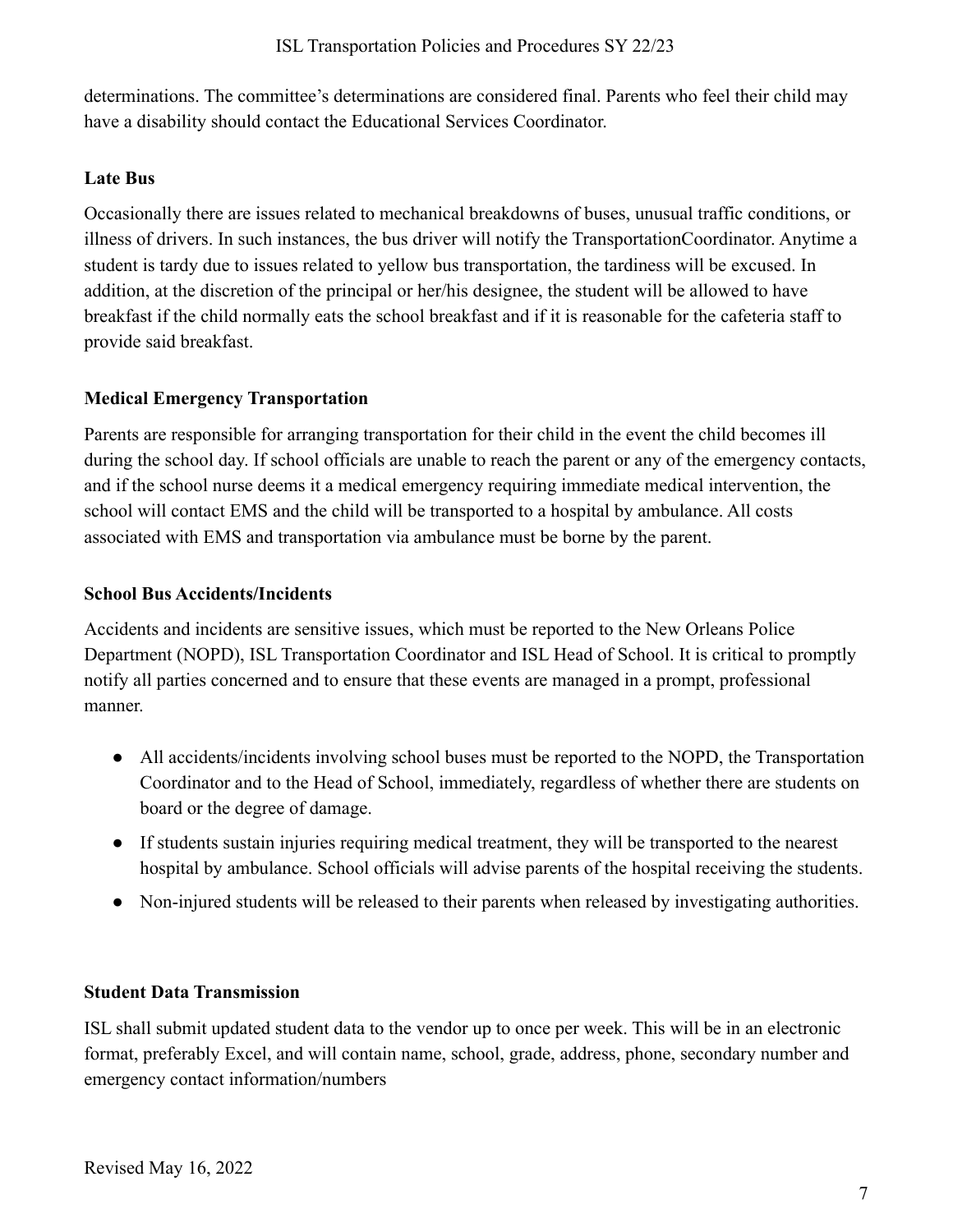determinations. The committee's determinations are considered final. Parents who feel their child may have a disability should contact the Educational Services Coordinator.

**Late Bus**

Occasionally there are issues related to mechanical breakdowns of buses, unusual traffic conditions, or illness of drivers. In such instances, the bus driver will notify the TransportationCoordinator. Anytime a student is tardy due to issues related to yellow bus transportation, the tardiness will be excused. In addition, at the discretion of the principal or her/his designee, the student will be allowed to have breakfast if the child normally eats the school breakfast and if it is reasonable for the cafeteria staff to provide said breakfast.

**Medical Emergency Transportation**

Parents are responsible for arranging transportation for their child in the event the child becomes ill during the school day. If school officials are unable to reach the parent or any of the emergency contacts, and if the school nurse deems it a medical emergency requiring immediate medical intervention, the school will contact EMS and the child will be transported to a hospital by ambulance. All costs associated with EMS and transportation via ambulance must be borne by the parent.

**School Bus Accidents/Incidents**

Accidents and incidents are sensitive issues, which must be reported to the New Orleans Police Department (NOPD), ISL Transportation Coordinator and ISL Head of School. It is critical to promptly notify all parties concerned and to ensure that these events are managed in a prompt, professional manner.

- All accidents/incidents involving school buses must be reported to the NOPD, the Transportation Coordinator and to the Head of School, immediately, regardless of whether there are students on board or the degree of damage.
- If students sustain injuries requiring medical treatment, they will be transported to the nearest hospital by ambulance. School officials will advise parents of the hospital receiving the students.
- Non-injured students will be released to their parents when released by investigating authorities.

**Student Data Transmission**

ISL shall submit updated student data to the vendor up to once per week. This will be in an electronic format, preferably Excel, and will contain name, school, grade, address, phone, secondary number and emergency contact information/numbers

Revised May 16, 2022